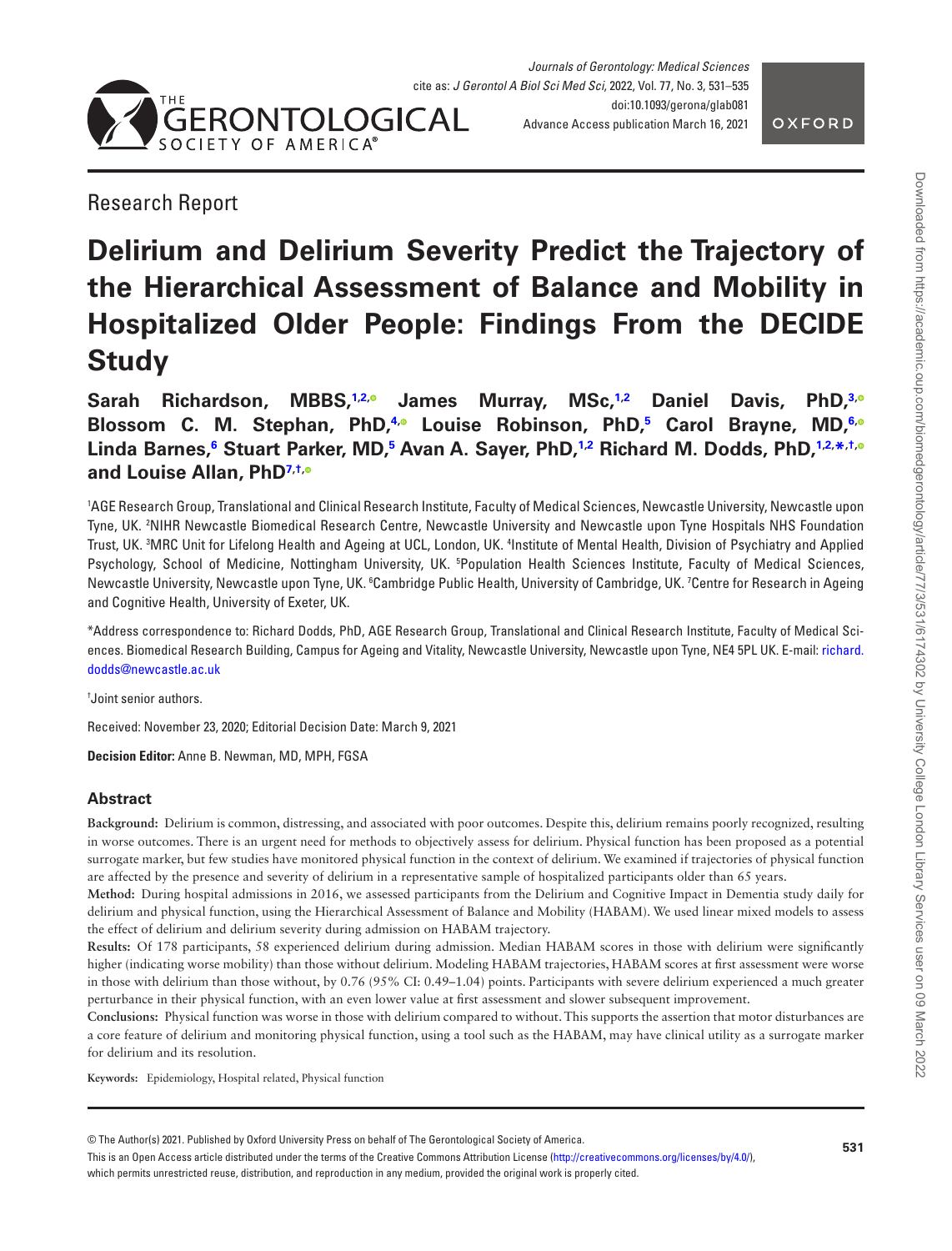Research Report

# Delirium and Delirium Severity Predict the Trajectory of the Hierarchical Assessment of Balance and Mobility in Hospitalized Older People: Findings From the DECIDE Study

**Sarah Richardson, MBBS,[1,2] James Murray, MSc,[1,2] Daniel Davis, PhD,[3] Blossom C. M. Stephan, PhD,[4] Louise Robinson, PhD,[5] Carol Brayne, MD,[6] Linda Barnes,[6] Stuart Parker, MD,[5] Avan A. Sayer, PhD,[1,2] Richard M. Dodds, PhD,[1,2,*,†] and Louise Allan, PhD[7,†]**

[1]AGE Research Group, Translational and Clinical Research Institute, Faculty of Medical Sciences, Newcastle University, Newcastle upon Tyne, UK. [2]NIHR Newcastle Biomedical Research Centre, Newcastle University and Newcastle upon Tyne Hospitals NHS Foundation Trust, UK. [3]MRC Unit for Lifelong Health and Ageing at UCL, London, UK. [4]Institute of Mental Health, Division of Psychiatry and Applied Psychology, School of Medicine, Nottingham University, UK. [5]Population Health Sciences Institute, Faculty of Medical Sciences, Newcastle University, Newcastle upon Tyne, UK. [6]Cambridge Public Health, University of Cambridge, UK. [7]Centre for Research in Ageing and Cognitive Health, University of Exeter, UK.

*Address correspondence to: Richard Dodds, PhD, AGE Research Group, Translational and Clinical Research Institute, Faculty of Medical Sciences. Biomedical Research Building, Campus for Ageing and Vitality, Newcastle University, Newcastle upon Tyne, NE4 5PL UK. E-mail: richard.dodds@newcastle.ac.uk

†Joint senior authors.

Received: November 23, 2020; Editorial Decision Date: March 9, 2021

**Decision Editor:** Anne B. Newman, MD, MPH, FGSA

## Abstract

**Background:** Delirium is common, distressing, and associated with poor outcomes. Despite this, delirium remains poorly recognized, resulting in worse outcomes. There is an urgent need for methods to objectively assess for delirium. Physical function has been proposed as a potential surrogate marker, but few studies have monitored physical function in the context of delirium. We examined if trajectories of physical function are affected by the presence and severity of delirium in a representative sample of hospitalized participants older than 65 years.

**Method:** During hospital admissions in 2016, we assessed participants from the Delirium and Cognitive Impact in Dementia study daily for delirium and physical function, using the Hierarchical Assessment of Balance and Mobility (HABAM). We used linear mixed models to assess the effect of delirium and delirium severity during admission on HABAM trajectory.

**Results:** Of 178 participants, 58 experienced delirium during admission. Median HABAM scores in those with delirium were significantly higher (indicating worse mobility) than those without delirium. Modeling HABAM trajectories, HABAM scores at first assessment were worse in those with delirium than those without, by 0.76 (95% CI: 0.49–1.04) points. Participants with severe delirium experienced a much greater perturbance in their physical function, with an even lower value at first assessment and slower subsequent improvement.

**Conclusions:** Physical function was worse in those with delirium compared to without. This supports the assertion that motor disturbances are a core feature of delirium and monitoring physical function, using a tool such as the HABAM, may have clinical utility as a surrogate marker for delirium and its resolution.

**Keywords:** Epidemiology, Hospital related, Physical function

© The Author(s) 2021. Published by Oxford University Press on behalf of The Gerontological Society of America.
This is an Open Access article distributed under the terms of the Creative Commons Attribution License (http://creativecommons.org/licenses/by/4.0/), which permits unrestricted reuse, distribution, and reproduction in any medium, provided the original work is properly cited.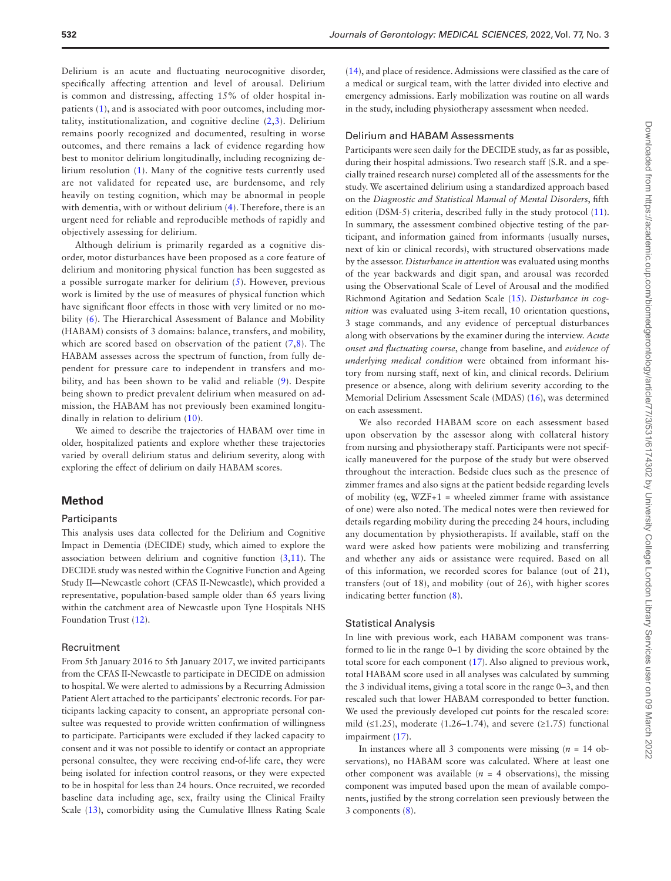Delirium is an acute and fluctuating neurocognitive disorder, specifically affecting attention and level of arousal. Delirium is common and distressing, affecting 15% of older hospital inpatients (1), and is associated with poor outcomes, including mortality, institutionalization, and cognitive decline (2,3). Delirium remains poorly recognized and documented, resulting in worse outcomes, and there remains a lack of evidence regarding how best to monitor delirium longitudinally, including recognizing delirium resolution (1). Many of the cognitive tests currently used are not validated for repeated use, are burdensome, and rely heavily on testing cognition, which may be abnormal in people with dementia, with or without delirium (4). Therefore, there is an urgent need for reliable and reproducible methods of rapidly and objectively assessing for delirium.

Although delirium is primarily regarded as a cognitive disorder, motor disturbances have been proposed as a core feature of delirium and monitoring physical function has been suggested as a possible surrogate marker for delirium (5). However, previous work is limited by the use of measures of physical function which have significant floor effects in those with very limited or no mobility (6). The Hierarchical Assessment of Balance and Mobility (HABAM) consists of 3 domains: balance, transfers, and mobility, which are scored based on observation of the patient (7,8). The HABAM assesses across the spectrum of function, from fully dependent for pressure care to independent in transfers and mobility, and has been shown to be valid and reliable (9). Despite being shown to predict prevalent delirium when measured on admission, the HABAM has not previously been examined longitudinally in relation to delirium (10).

We aimed to describe the trajectories of HABAM over time in older, hospitalized patients and explore whether these trajectories varied by overall delirium status and delirium severity, along with exploring the effect of delirium on daily HABAM scores.

## Method

### Participants

This analysis uses data collected for the Delirium and Cognitive Impact in Dementia (DECIDE) study, which aimed to explore the association between delirium and cognitive function (3,11). The DECIDE study was nested within the Cognitive Function and Ageing Study II—Newcastle cohort (CFAS II-Newcastle), which provided a representative, population-based sample older than 65 years living within the catchment area of Newcastle upon Tyne Hospitals NHS Foundation Trust (12).

### Recruitment

From 5th January 2016 to 5th January 2017, we invited participants from the CFAS II-Newcastle to participate in DECIDE on admission to hospital. We were alerted to admissions by a Recurring Admission Patient Alert attached to the participants' electronic records. For participants lacking capacity to consent, an appropriate personal consultee was requested to provide written confirmation of willingness to participate. Participants were excluded if they lacked capacity to consent and it was not possible to identify or contact an appropriate personal consultee, they were receiving end-of-life care, they were being isolated for infection control reasons, or they were expected to be in hospital for less than 24 hours. Once recruited, we recorded baseline data including age, sex, frailty using the Clinical Frailty Scale (13), comorbidity using the Cumulative Illness Rating Scale (14), and place of residence. Admissions were classified as the care of a medical or surgical team, with the latter divided into elective and emergency admissions. Early mobilization was routine on all wards in the study, including physiotherapy assessment when needed.

### Delirium and HABAM Assessments

Participants were seen daily for the DECIDE study, as far as possible, during their hospital admissions. Two research staff (S.R. and a specially trained research nurse) completed all of the assessments for the study. We ascertained delirium using a standardized approach based on the *Diagnostic and Statistical Manual of Mental Disorders*, fifth edition (DSM-5) criteria, described fully in the study protocol (11). In summary, the assessment combined objective testing of the participant, and information gained from informants (usually nurses, next of kin or clinical records), with structured observations made by the assessor. *Disturbance in attention* was evaluated using months of the year backwards and digit span, and arousal was recorded using the Observational Scale of Level of Arousal and the modified Richmond Agitation and Sedation Scale (15). *Disturbance in cognition* was evaluated using 3-item recall, 10 orientation questions, 3 stage commands, and any evidence of perceptual disturbances along with observations by the examiner during the interview. *Acute onset and fluctuating course*, change from baseline, and *evidence of underlying medical condition* were obtained from informant history from nursing staff, next of kin, and clinical records. Delirium presence or absence, along with delirium severity according to the Memorial Delirium Assessment Scale (MDAS) (16), was determined on each assessment.

We also recorded HABAM score on each assessment based upon observation by the assessor along with collateral history from nursing and physiotherapy staff. Participants were not specifically maneuvered for the purpose of the study but were observed throughout the interaction. Bedside clues such as the presence of zimmer frames and also signs at the patient bedside regarding levels of mobility (eg, WZF+1 = wheeled zimmer frame with assistance of one) were also noted. The medical notes were then reviewed for details regarding mobility during the preceding 24 hours, including any documentation by physiotherapists. If available, staff on the ward were asked how patients were mobilizing and transferring and whether any aids or assistance were required. Based on all of this information, we recorded scores for balance (out of 21), transfers (out of 18), and mobility (out of 26), with higher scores indicating better function (8).

### Statistical Analysis

In line with previous work, each HABAM component was transformed to lie in the range 0–1 by dividing the score obtained by the total score for each component (17). Also aligned to previous work, total HABAM score used in all analyses was calculated by summing the 3 individual items, giving a total score in the range 0–3, and then rescaled such that lower HABAM corresponded to better function. We used the previously developed cut points for the rescaled score: mild (≤1.25), moderate (1.26–1.74), and severe (≥1.75) functional impairment (17).

In instances where all 3 components were missing ($n$ = 14 observations), no HABAM score was calculated. Where at least one other component was available ($n$ = 4 observations), the missing component was imputed based upon the mean of available components, justified by the strong correlation seen previously between the 3 components (8).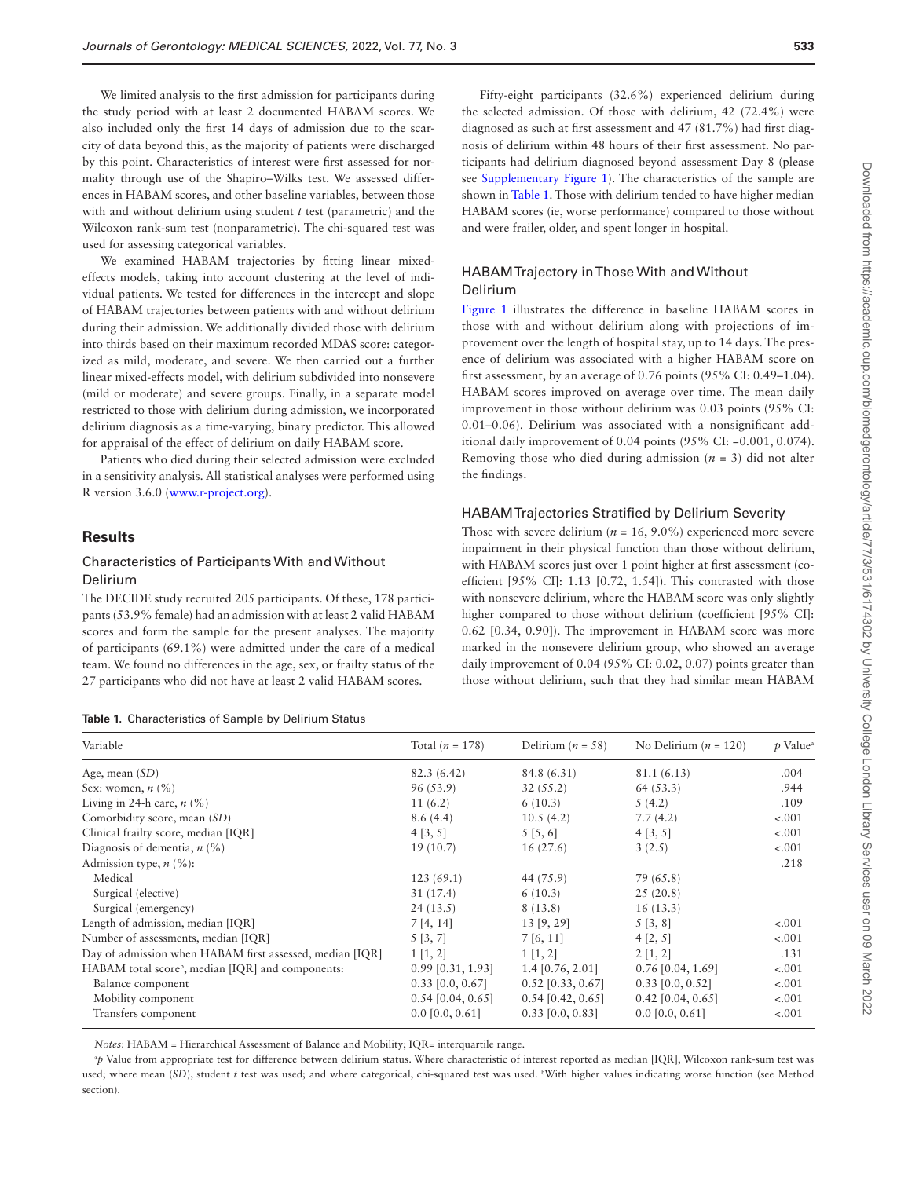We limited analysis to the first admission for participants during the study period with at least 2 documented HABAM scores. We also included only the first 14 days of admission due to the scarcity of data beyond this, as the majority of patients were discharged by this point. Characteristics of interest were first assessed for normality through use of the Shapiro–Wilks test. We assessed differences in HABAM scores, and other baseline variables, between those with and without delirium using student *t* test (parametric) and the Wilcoxon rank-sum test (nonparametric). The chi-squared test was used for assessing categorical variables.

We examined HABAM trajectories by fitting linear mixed-effects models, taking into account clustering at the level of individual patients. We tested for differences in the intercept and slope of HABAM trajectories between patients with and without delirium during their admission. We additionally divided those with delirium into thirds based on their maximum recorded MDAS score: categorized as mild, moderate, and severe. We then carried out a further linear mixed-effects model, with delirium subdivided into nonsevere (mild or moderate) and severe groups. Finally, in a separate model restricted to those with delirium during admission, we incorporated delirium diagnosis as a time-varying, binary predictor. This allowed for appraisal of the effect of delirium on daily HABAM score.

Patients who died during their selected admission were excluded in a sensitivity analysis. All statistical analyses were performed using R version 3.6.0 (www.r-project.org).

## Results

### Characteristics of Participants With and Without Delirium

The DECIDE study recruited 205 participants. Of these, 178 participants (53.9% female) had an admission with at least 2 valid HABAM scores and form the sample for the present analyses. The majority of participants (69.1%) were admitted under the care of a medical team. We found no differences in the age, sex, or frailty status of the 27 participants who did not have at least 2 valid HABAM scores.

Fifty-eight participants (32.6%) experienced delirium during the selected admission. Of those with delirium, 42 (72.4%) were diagnosed as such at first assessment and 47 (81.7%) had first diagnosis of delirium within 48 hours of their first assessment. No participants had delirium diagnosed beyond assessment Day 8 (please see Supplementary Figure 1). The characteristics of the sample are shown in Table 1. Those with delirium tended to have higher median HABAM scores (ie, worse performance) compared to those without and were frailer, older, and spent longer in hospital.

### HABAM Trajectory in Those With and Without Delirium

Figure 1 illustrates the difference in baseline HABAM scores in those with and without delirium along with projections of improvement over the length of hospital stay, up to 14 days. The presence of delirium was associated with a higher HABAM score on first assessment, by an average of 0.76 points (95% CI: 0.49–1.04). HABAM scores improved on average over time. The mean daily improvement in those without delirium was 0.03 points (95% CI: 0.01–0.06). Delirium was associated with a nonsignificant additional daily improvement of 0.04 points (95% CI: −0.001, 0.074). Removing those who died during admission ($n = 3$) did not alter the findings.

### HABAM Trajectories Stratified by Delirium Severity

Those with severe delirium ($n = 16$, 9.0%) experienced more severe impairment in their physical function than those without delirium, with HABAM scores just over 1 point higher at first assessment (coefficient [95% CI]: 1.13 [0.72, 1.54]). This contrasted with those with nonsevere delirium, where the HABAM score was only slightly higher compared to those without delirium (coefficient [95% CI]: 0.62 [0.34, 0.90]). The improvement in HABAM score was more marked in the nonsevere delirium group, who showed an average daily improvement of 0.04 (95% CI: 0.02, 0.07) points greater than those without delirium, such that they had similar mean HABAM

**Table 1.** Characteristics of Sample by Delirium Status

| Variable | Total ($n = 178$) | Delirium ($n = 58$) | No Delirium ($n = 120$) | *p* Value[a] |
|---|---|---|---|---|
| Age, mean (*SD*) | 82.3 (6.42) | 84.8 (6.31) | 81.1 (6.13) | .004 |
| Sex: women, *n* (%) | 96 (53.9) | 32 (55.2) | 64 (53.3) | .944 |
| Living in 24-h care, *n* (%) | 11 (6.2) | 6 (10.3) | 5 (4.2) | .109 |
| Comorbidity score, mean (*SD*) | 8.6 (4.4) | 10.5 (4.2) | 7.7 (4.2) | <.001 |
| Clinical frailty score, median [IQR] | 4 [3, 5] | 5 [5, 6] | 4 [3, 5] | <.001 |
| Diagnosis of dementia, *n* (%) | 19 (10.7) | 16 (27.6) | 3 (2.5) | <.001 |
| Admission type, *n* (%): | | | | .218 |
| Medical | 123 (69.1) | 44 (75.9) | 79 (65.8) | |
| Surgical (elective) | 31 (17.4) | 6 (10.3) | 25 (20.8) | |
| Surgical (emergency) | 24 (13.5) | 8 (13.8) | 16 (13.3) | |
| Length of admission, median [IQR] | 7 [4, 14] | 13 [9, 29] | 5 [3, 8] | <.001 |
| Number of assessments, median [IQR] | 5 [3, 7] | 7 [6, 11] | 4 [2, 5] | <.001 |
| Day of admission when HABAM first assessed, median [IQR] | 1 [1, 2] | 1 [1, 2] | 2 [1, 2] | .131 |
| HABAM total score[b], median [IQR] and components: | 0.99 [0.31, 1.93] | 1.4 [0.76, 2.01] | 0.76 [0.04, 1.69] | <.001 |
| Balance component | 0.33 [0.0, 0.67] | 0.52 [0.33, 0.67] | 0.33 [0.0, 0.52] | <.001 |
| Mobility component | 0.54 [0.04, 0.65] | 0.54 [0.42, 0.65] | 0.42 [0.04, 0.65] | <.001 |
| Transfers component | 0.0 [0.0, 0.61] | 0.33 [0.0, 0.83] | 0.0 [0.0, 0.61] | <.001 |

*Notes*: HABAM = Hierarchical Assessment of Balance and Mobility; IQR= interquartile range.

[a]*p* Value from appropriate test for difference between delirium status. Where characteristic of interest reported as median [IQR], Wilcoxon rank-sum test was used; where mean (*SD*), student *t* test was used; and where categorical, chi-squared test was used. [b]With higher values indicating worse function (see Method section).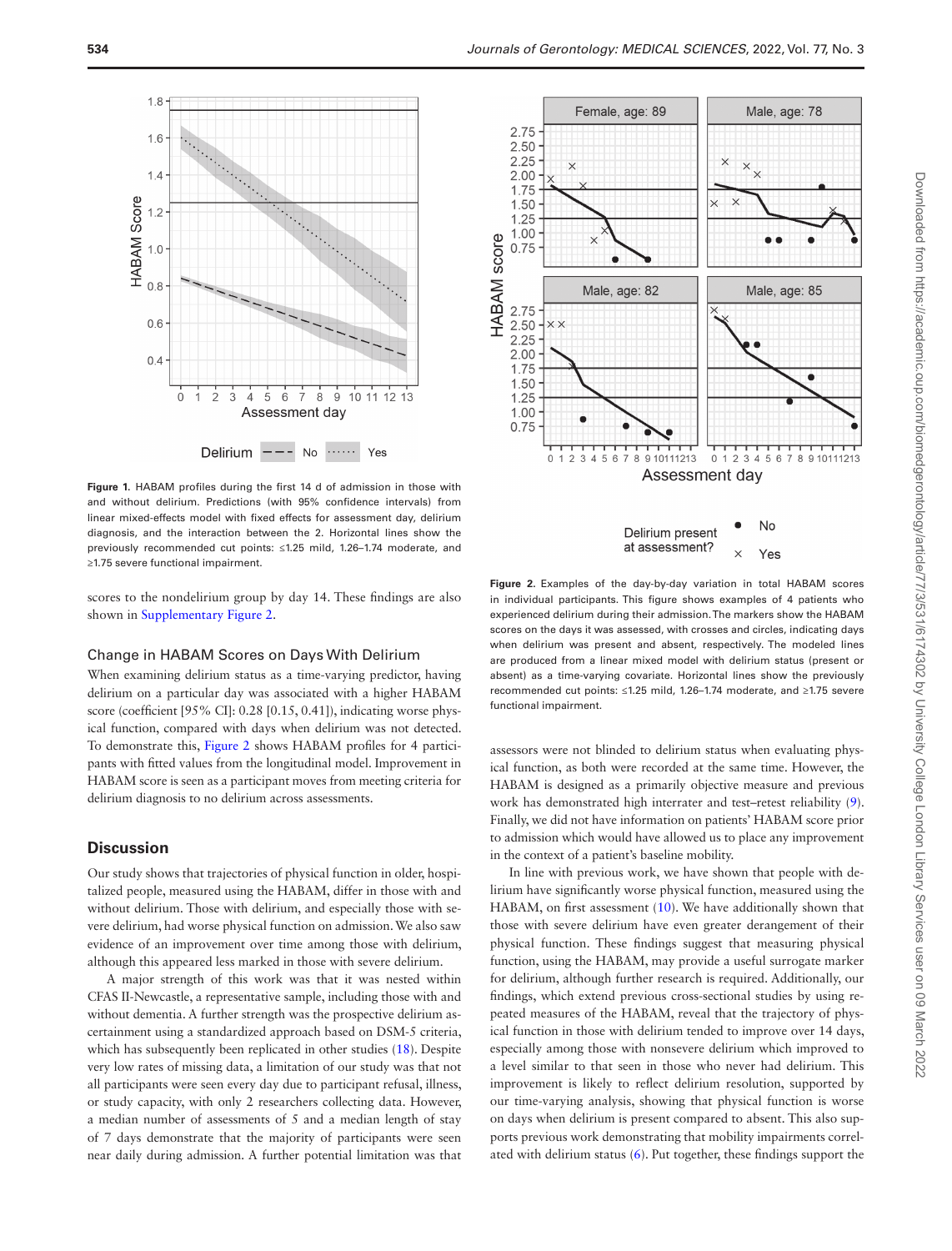Figure 1. HABAM profiles during the first 14 d of admission in those with and without delirium. Predictions (with 95% confidence intervals) from linear mixed-effects model with fixed effects for assessment day, delirium diagnosis, and the interaction between the 2. Horizontal lines show the previously recommended cut points: ≤1.25 mild, 1.26–1.74 moderate, and ≥1.75 severe functional impairment.

scores to the nondelirium group by day 14. These findings are also shown in Supplementary Figure 2.

### Change in HABAM Scores on Days With Delirium

When examining delirium status as a time-varying predictor, having delirium on a particular day was associated with a higher HABAM score (coefficient [95% CI]: 0.28 [0.15, 0.41]), indicating worse physical function, compared with days when delirium was not detected. To demonstrate this, Figure 2 shows HABAM profiles for 4 participants with fitted values from the longitudinal model. Improvement in HABAM score is seen as a participant moves from meeting criteria for delirium diagnosis to no delirium across assessments.

Figure 2. Examples of the day-by-day variation in total HABAM scores in individual participants. This figure shows examples of 4 patients who experienced delirium during their admission. The markers show the HABAM scores on the days it was assessed, with crosses and circles, indicating days when delirium was present and absent, respectively. The modeled lines are produced from a linear mixed model with delirium status (present or absent) as a time-varying covariate. Horizontal lines show the previously recommended cut points: ≤1.25 mild, 1.26–1.74 moderate, and ≥1.75 severe functional impairment.

## Discussion

Our study shows that trajectories of physical function in older, hospitalized people, measured using the HABAM, differ in those with and without delirium. Those with delirium, and especially those with severe delirium, had worse physical function on admission. We also saw evidence of an improvement over time among those with delirium, although this appeared less marked in those with severe delirium.

A major strength of this work was that it was nested within CFAS II-Newcastle, a representative sample, including those with and without dementia. A further strength was the prospective delirium ascertainment using a standardized approach based on DSM-5 criteria, which has subsequently been replicated in other studies (18). Despite very low rates of missing data, a limitation of our study was that not all participants were seen every day due to participant refusal, illness, or study capacity, with only 2 researchers collecting data. However, a median number of assessments of 5 and a median length of stay of 7 days demonstrate that the majority of participants were seen near daily during admission. A further potential limitation was that assessors were not blinded to delirium status when evaluating physical function, as both were recorded at the same time. However, the HABAM is designed as a primarily objective measure and previous work has demonstrated high interrater and test–retest reliability (9). Finally, we did not have information on patients' HABAM score prior to admission which would have allowed us to place any improvement in the context of a patient's baseline mobility.

In line with previous work, we have shown that people with delirium have significantly worse physical function, measured using the HABAM, on first assessment (10). We have additionally shown that those with severe delirium have even greater derangement of their physical function. These findings suggest that measuring physical function, using the HABAM, may provide a useful surrogate marker for delirium, although further research is required. Additionally, our findings, which extend previous cross-sectional studies by using repeated measures of the HABAM, reveal that the trajectory of physical function in those with delirium tended to improve over 14 days, especially among those with nonsevere delirium which improved to a level similar to that seen in those who never had delirium. This improvement is likely to reflect delirium resolution, supported by our time-varying analysis, showing that physical function is worse on days when delirium is present compared to absent. This also supports previous work demonstrating that mobility impairments correlated with delirium status (6). Put together, these findings support the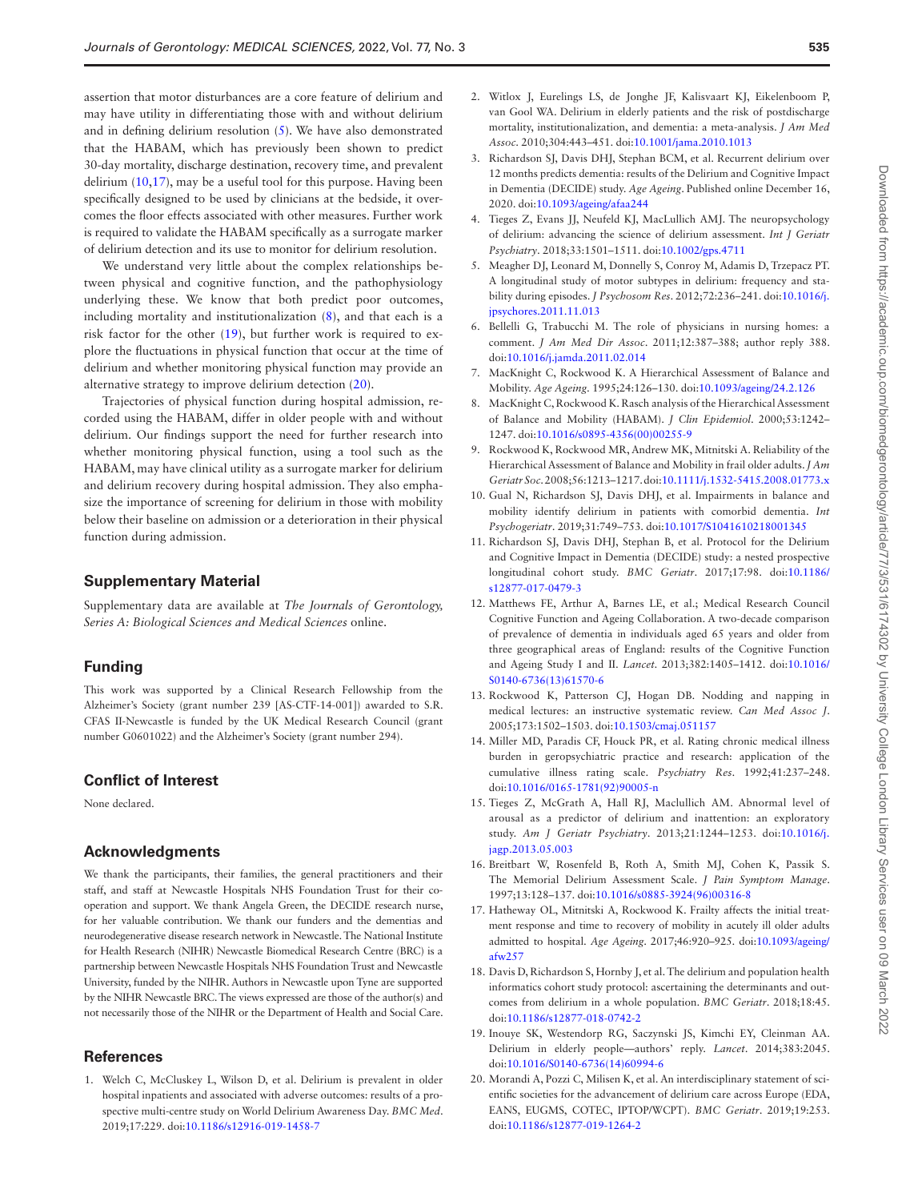assertion that motor disturbances are a core feature of delirium and may have utility in differentiating those with and without delirium and in defining delirium resolution (5). We have also demonstrated that the HABAM, which has previously been shown to predict 30-day mortality, discharge destination, recovery time, and prevalent delirium (10,17), may be a useful tool for this purpose. Having been specifically designed to be used by clinicians at the bedside, it overcomes the floor effects associated with other measures. Further work is required to validate the HABAM specifically as a surrogate marker of delirium detection and its use to monitor for delirium resolution.

We understand very little about the complex relationships between physical and cognitive function, and the pathophysiology underlying these. We know that both predict poor outcomes, including mortality and institutionalization (8), and that each is a risk factor for the other (19), but further work is required to explore the fluctuations in physical function that occur at the time of delirium and whether monitoring physical function may provide an alternative strategy to improve delirium detection (20).

Trajectories of physical function during hospital admission, recorded using the HABAM, differ in older people with and without delirium. Our findings support the need for further research into whether monitoring physical function, using a tool such as the HABAM, may have clinical utility as a surrogate marker for delirium and delirium recovery during hospital admission. They also emphasize the importance of screening for delirium in those with mobility below their baseline on admission or a deterioration in their physical function during admission.

## Supplementary Material

Supplementary data are available at *The Journals of Gerontology, Series A: Biological Sciences and Medical Sciences* online.

## Funding

This work was supported by a Clinical Research Fellowship from the Alzheimer's Society (grant number 239 [AS-CTF-14-001]) awarded to S.R. CFAS II-Newcastle is funded by the UK Medical Research Council (grant number G0601022) and the Alzheimer's Society (grant number 294).

## Conflict of Interest

None declared.

## Acknowledgments

We thank the participants, their families, the general practitioners and their staff, and staff at Newcastle Hospitals NHS Foundation Trust for their co-operation and support. We thank Angela Green, the DECIDE research nurse, for her valuable contribution. We thank our funders and the dementias and neurodegenerative disease research network in Newcastle. The National Institute for Health Research (NIHR) Newcastle Biomedical Research Centre (BRC) is a partnership between Newcastle Hospitals NHS Foundation Trust and Newcastle University, funded by the NIHR. Authors in Newcastle upon Tyne are supported by the NIHR Newcastle BRC. The views expressed are those of the author(s) and not necessarily those of the NIHR or the Department of Health and Social Care.

## References

1. Welch C, McCluskey L, Wilson D, et al. Delirium is prevalent in older hospital inpatients and associated with adverse outcomes: results of a prospective multi-centre study on World Delirium Awareness Day. *BMC Med*. 2019;17:229. doi:10.1186/s12916-019-1458-7
2. Witlox J, Eurelings LS, de Jonghe JF, Kalisvaart KJ, Eikelenboom P, van Gool WA. Delirium in elderly patients and the risk of postdischarge mortality, institutionalization, and dementia: a meta-analysis. *J Am Med Assoc*. 2010;304:443–451. doi:10.1001/jama.2010.1013
3. Richardson SJ, Davis DHJ, Stephan BCM, et al. Recurrent delirium over 12 months predicts dementia: results of the Delirium and Cognitive Impact in Dementia (DECIDE) study. *Age Ageing*. Published online December 16, 2020. doi:10.1093/ageing/afaa244
4. Tieges Z, Evans JJ, Neufeld KJ, MacLullich AMJ. The neuropsychology of delirium: advancing the science of delirium assessment. *Int J Geriatr Psychiatry*. 2018;33:1501–1511. doi:10.1002/gps.4711
5. Meagher DJ, Leonard M, Donnelly S, Conroy M, Adamis D, Trzepacz PT. A longitudinal study of motor subtypes in delirium: frequency and stability during episodes. *J Psychosom Res*. 2012;72:236–241. doi:10.1016/j.jpsychores.2011.11.013
6. Bellelli G, Trabucchi M. The role of physicians in nursing homes: a comment. *J Am Med Dir Assoc*. 2011;12:387–388; author reply 388. doi:10.1016/j.jamda.2011.02.014
7. MacKnight C, Rockwood K. A Hierarchical Assessment of Balance and Mobility. *Age Ageing*. 1995;24:126–130. doi:10.1093/ageing/24.2.126
8. MacKnight C, Rockwood K. Rasch analysis of the Hierarchical Assessment of Balance and Mobility (HABAM). *J Clin Epidemiol*. 2000;53:1242–1247. doi:10.1016/s0895-4356(00)00255-9
9. Rockwood K, Rockwood MR, Andrew MK, Mitnitski A. Reliability of the Hierarchical Assessment of Balance and Mobility in frail older adults. *J Am Geriatr Soc*. 2008;56:1213–1217. doi:10.1111/j.1532-5415.2008.01773.x
10. Gual N, Richardson SJ, Davis DHJ, et al. Impairments in balance and mobility identify delirium in patients with comorbid dementia. *Int Psychogeriatr*. 2019;31:749–753. doi:10.1017/S1041610218001345
11. Richardson SJ, Davis DHJ, Stephan B, et al. Protocol for the Delirium and Cognitive Impact in Dementia (DECIDE) study: a nested prospective longitudinal cohort study. *BMC Geriatr*. 2017;17:98. doi:10.1186/s12877-017-0479-3
12. Matthews FE, Arthur A, Barnes LE, et al.; Medical Research Council Cognitive Function and Ageing Collaboration. A two-decade comparison of prevalence of dementia in individuals aged 65 years and older from three geographical areas of England: results of the Cognitive Function and Ageing Study I and II. *Lancet*. 2013;382:1405–1412. doi:10.1016/S0140-6736(13)61570-6
13. Rockwood K, Patterson CJ, Hogan DB. Nodding and napping in medical lectures: an instructive systematic review. *Can Med Assoc J*. 2005;173:1502–1503. doi:10.1503/cmaj.051157
14. Miller MD, Paradis CF, Houck PR, et al. Rating chronic medical illness burden in geropsychiatric practice and research: application of the cumulative illness rating scale. *Psychiatry Res*. 1992;41:237–248. doi:10.1016/0165-1781(92)90005-n
15. Tieges Z, McGrath A, Hall RJ, Maclullich AM. Abnormal level of arousal as a predictor of delirium and inattention: an exploratory study. *Am J Geriatr Psychiatry*. 2013;21:1244–1253. doi:10.1016/j.jagp.2013.05.003
16. Breitbart W, Rosenfeld B, Roth A, Smith MJ, Cohen K, Passik S. The Memorial Delirium Assessment Scale. *J Pain Symptom Manage*. 1997;13:128–137. doi:10.1016/s0885-3924(96)00316-8
17. Hatheway OL, Mitnitski A, Rockwood K. Frailty affects the initial treatment response and time to recovery of mobility in acutely ill older adults admitted to hospital. *Age Ageing*. 2017;46:920–925. doi:10.1093/ageing/afw257
18. Davis D, Richardson S, Hornby J, et al. The delirium and population health informatics cohort study protocol: ascertaining the determinants and outcomes from delirium in a whole population. *BMC Geriatr*. 2018;18:45. doi:10.1186/s12877-018-0742-2
19. Inouye SK, Westendorp RG, Saczynski JS, Kimchi EY, Cleinman AA. Delirium in elderly people—authors' reply. *Lancet*. 2014;383:2045. doi:10.1016/S0140-6736(14)60994-6
20. Morandi A, Pozzi C, Milisen K, et al. An interdisciplinary statement of scientific societies for the advancement of delirium care across Europe (EDA, EANS, EUGMS, COTEC, IPTOP/WCPT). *BMC Geriatr*. 2019;19:253. doi:10.1186/s12877-019-1264-2